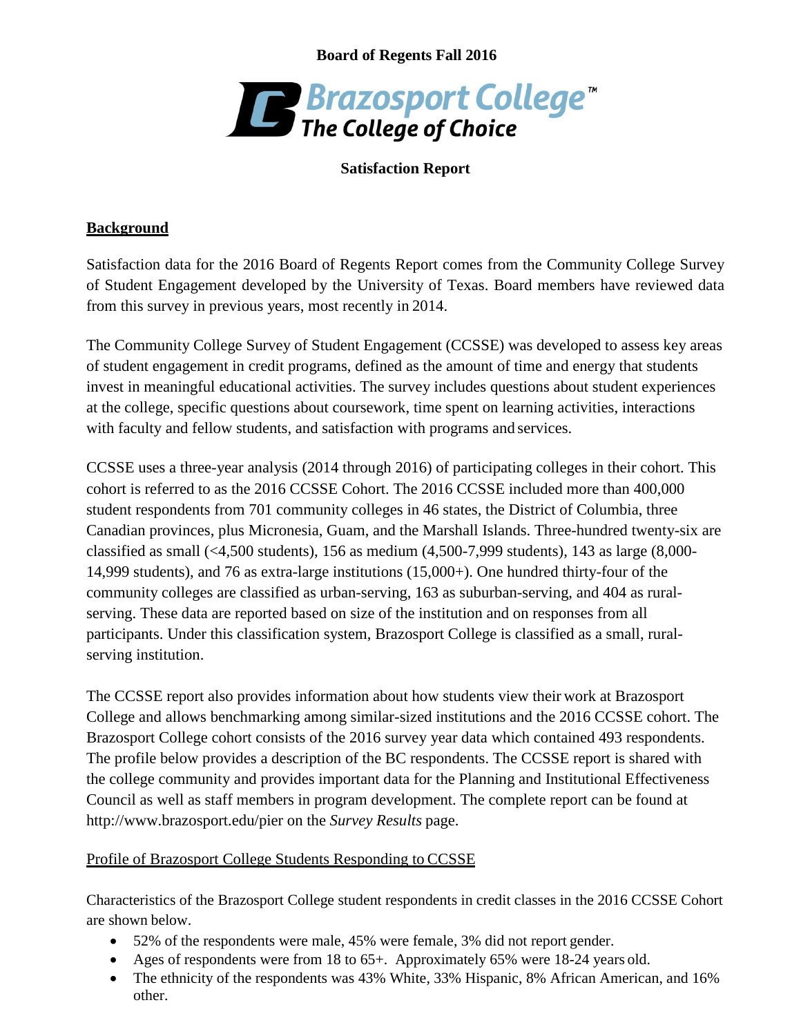**Board of Regents Fall 2016**

Brazosport College™
The College of Choice

**Satisfaction Report**

## Background

Satisfaction data for the 2016 Board of Regents Report comes from the Community College Survey of Student Engagement developed by the University of Texas. Board members have reviewed data from this survey in previous years, most recently in 2014.

The Community College Survey of Student Engagement (CCSSE) was developed to assess key areas of student engagement in credit programs, defined as the amount of time and energy that students invest in meaningful educational activities. The survey includes questions about student experiences at the college, specific questions about coursework, time spent on learning activities, interactions with faculty and fellow students, and satisfaction with programs and services.

CCSSE uses a three-year analysis (2014 through 2016) of participating colleges in their cohort. This cohort is referred to as the 2016 CCSSE Cohort. The 2016 CCSSE included more than 400,000 student respondents from 701 community colleges in 46 states, the District of Columbia, three Canadian provinces, plus Micronesia, Guam, and the Marshall Islands. Three-hundred twenty-six are classified as small (<4,500 students), 156 as medium (4,500-7,999 students), 143 as large (8,000-14,999 students), and 76 as extra-large institutions (15,000+). One hundred thirty-four of the community colleges are classified as urban-serving, 163 as suburban-serving, and 404 as rural-serving. These data are reported based on size of the institution and on responses from all participants. Under this classification system, Brazosport College is classified as a small, rural-serving institution.

The CCSSE report also provides information about how students view their work at Brazosport College and allows benchmarking among similar-sized institutions and the 2016 CCSSE cohort. The Brazosport College cohort consists of the 2016 survey year data which contained 493 respondents. The profile below provides a description of the BC respondents. The CCSSE report is shared with the college community and provides important data for the Planning and Institutional Effectiveness Council as well as staff members in program development. The complete report can be found at http://www.brazosport.edu/pier on the *Survey Results* page.

Profile of Brazosport College Students Responding to CCSSE

Characteristics of the Brazosport College student respondents in credit classes in the 2016 CCSSE Cohort are shown below.

- 52% of the respondents were male, 45% were female, 3% did not report gender.
- Ages of respondents were from 18 to 65+. Approximately 65% were 18-24 years old.
- The ethnicity of the respondents was 43% White, 33% Hispanic, 8% African American, and 16% other.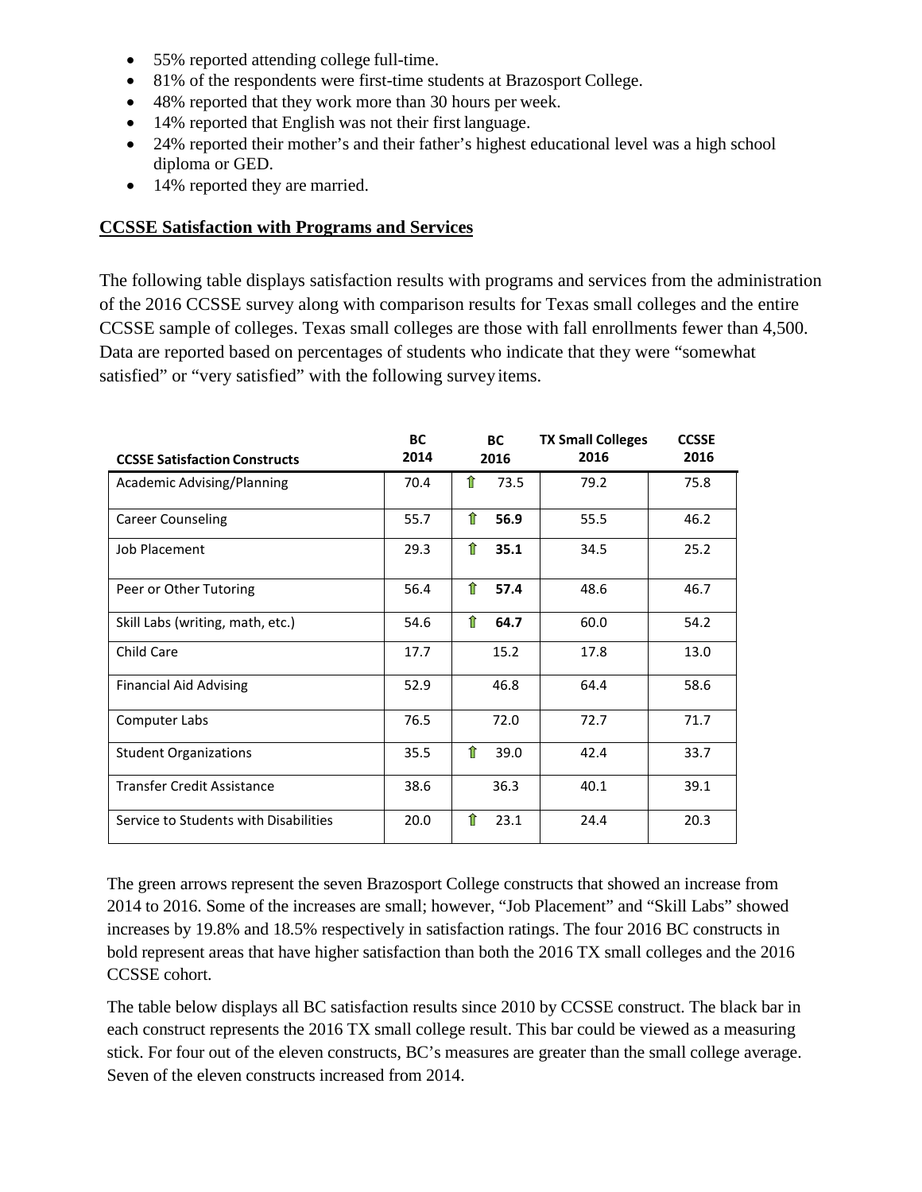- 55% reported attending college full-time.
- 81% of the respondents were first-time students at Brazosport College.
- 48% reported that they work more than 30 hours per week.
- 14% reported that English was not their first language.
- 24% reported their mother's and their father's highest educational level was a high school diploma or GED.
- 14% reported they are married.

## CCSSE Satisfaction with Programs and Services

The following table displays satisfaction results with programs and services from the administration of the 2016 CCSSE survey along with comparison results for Texas small colleges and the entire CCSSE sample of colleges. Texas small colleges are those with fall enrollments fewer than 4,500. Data are reported based on percentages of students who indicate that they were "somewhat satisfied" or "very satisfied" with the following survey items.

| CCSSE Satisfaction Constructs | BC 2014 | BC 2016 | TX Small Colleges 2016 | CCSSE 2016 |
|---|---|---|---|---|
| Academic Advising/Planning | 70.4 | ⇧ 73.5 | 79.2 | 75.8 |
| Career Counseling | 55.7 | ⇧ **56.9** | 55.5 | 46.2 |
| Job Placement | 29.3 | ⇧ **35.1** | 34.5 | 25.2 |
| Peer or Other Tutoring | 56.4 | ⇧ **57.4** | 48.6 | 46.7 |
| Skill Labs (writing, math, etc.) | 54.6 | ⇧ **64.7** | 60.0 | 54.2 |
| Child Care | 17.7 | 15.2 | 17.8 | 13.0 |
| Financial Aid Advising | 52.9 | 46.8 | 64.4 | 58.6 |
| Computer Labs | 76.5 | 72.0 | 72.7 | 71.7 |
| Student Organizations | 35.5 | ⇧ 39.0 | 42.4 | 33.7 |
| Transfer Credit Assistance | 38.6 | 36.3 | 40.1 | 39.1 |
| Service to Students with Disabilities | 20.0 | ⇧ 23.1 | 24.4 | 20.3 |

The green arrows represent the seven Brazosport College constructs that showed an increase from 2014 to 2016. Some of the increases are small; however, "Job Placement" and "Skill Labs" showed increases by 19.8% and 18.5% respectively in satisfaction ratings. The four 2016 BC constructs in bold represent areas that have higher satisfaction than both the 2016 TX small colleges and the 2016 CCSSE cohort.

The table below displays all BC satisfaction results since 2010 by CCSSE construct. The black bar in each construct represents the 2016 TX small college result. This bar could be viewed as a measuring stick. For four out of the eleven constructs, BC's measures are greater than the small college average. Seven of the eleven constructs increased from 2014.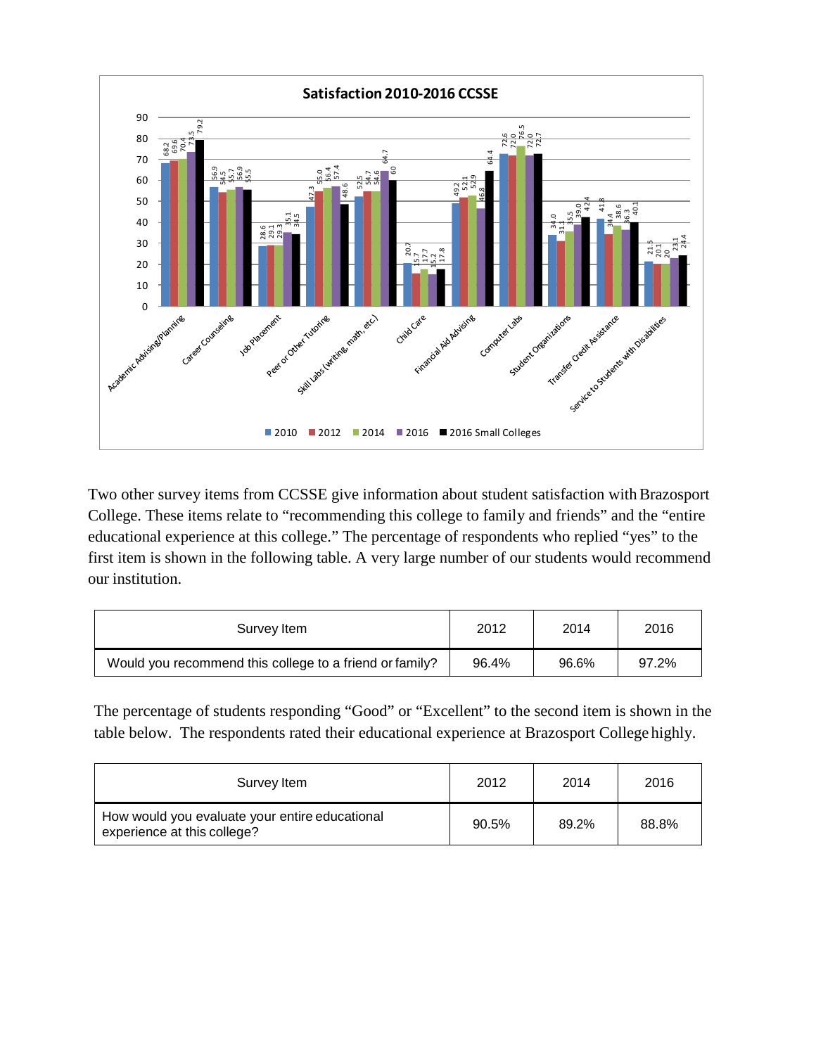**Satisfaction 2010-2016 CCSSE**

| Service | 2010 | 2012 | 2014 | 2016 | 2016 Small Colleges |
|---|---|---|---|---|---|
| Academic Advising/Planning | 68.2 | 69.6 | 70.4 | 73.5 | 79.2 |
| Career Counseling | 56.9 | 54.5 | 55.7 | 56.9 | 55.5 |
| Job Placement | 28.6 | 29.1 | 29.3 | 35.1 | 34.5 |
| Peer or Other Tutoring | 47.3 | 55.0 | 56.4 | 57.4 | 48.6 |
| Skill Labs (writing, math, etc.) | 52.5 | 54.7 | 54.6 | 64.7 | 60 |
| Child Care | 20.7 | 15.7 | 17.7 | 15.2 | 17.8 |
| Financial Aid Advising | 49.2 | 52.1 | 52.9 | 46.8 | 64.4 |
| Computer Labs | 72.6 | 72.0 | 76.5 | 72.0 | 72.7 |
| Student Organizations | 34.0 | 31.1 | 35.5 | 39.0 | 42.4 |
| Transfer Credit Assistance | 41.8 | 34.4 | 38.6 | 36.3 | 40.1 |
| Service to Students with Disabilities | 21.5 | 20.1 | 20 | 23.1 | 24.4 |

Two other survey items from CCSSE give information about student satisfaction with Brazosport College. These items relate to "recommending this college to family and friends" and the "entire educational experience at this college." The percentage of respondents who replied "yes" to the first item is shown in the following table. A very large number of our students would recommend our institution.

| Survey Item | 2012 | 2014 | 2016 |
|---|---|---|---|
| Would you recommend this college to a friend or family? | 96.4% | 96.6% | 97.2% |

The percentage of students responding "Good" or "Excellent" to the second item is shown in the table below. The respondents rated their educational experience at Brazosport College highly.

| Survey Item | 2012 | 2014 | 2016 |
|---|---|---|---|
| How would you evaluate your entire educational experience at this college? | 90.5% | 89.2% | 88.8% |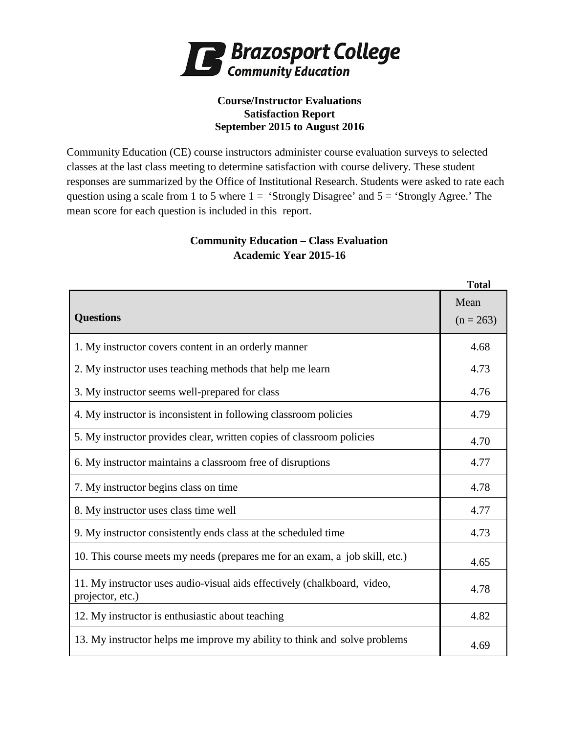# Brazosport College Community Education

**Course/Instructor Evaluations**
**Satisfaction Report**
**September 2015 to August 2016**

Community Education (CE) course instructors administer course evaluation surveys to selected classes at the last class meeting to determine satisfaction with course delivery. These student responses are summarized by the Office of Institutional Research. Students were asked to rate each question using a scale from 1 to 5 where 1 = 'Strongly Disagree' and 5 = 'Strongly Agree.' The mean score for each question is included in this report.

## Community Education – Class Evaluation
## Academic Year 2015-16

| Questions | Total Mean (n = 263) |
|---|---|
| 1. My instructor covers content in an orderly manner | 4.68 |
| 2. My instructor uses teaching methods that help me learn | 4.73 |
| 3. My instructor seems well-prepared for class | 4.76 |
| 4. My instructor is inconsistent in following classroom policies | 4.79 |
| 5. My instructor provides clear, written copies of classroom policies | 4.70 |
| 6. My instructor maintains a classroom free of disruptions | 4.77 |
| 7. My instructor begins class on time | 4.78 |
| 8. My instructor uses class time well | 4.77 |
| 9. My instructor consistently ends class at the scheduled time | 4.73 |
| 10. This course meets my needs (prepares me for an exam, a job skill, etc.) | 4.65 |
| 11. My instructor uses audio-visual aids effectively (chalkboard, video, projector, etc.) | 4.78 |
| 12. My instructor is enthusiastic about teaching | 4.82 |
| 13. My instructor helps me improve my ability to think and solve problems | 4.69 |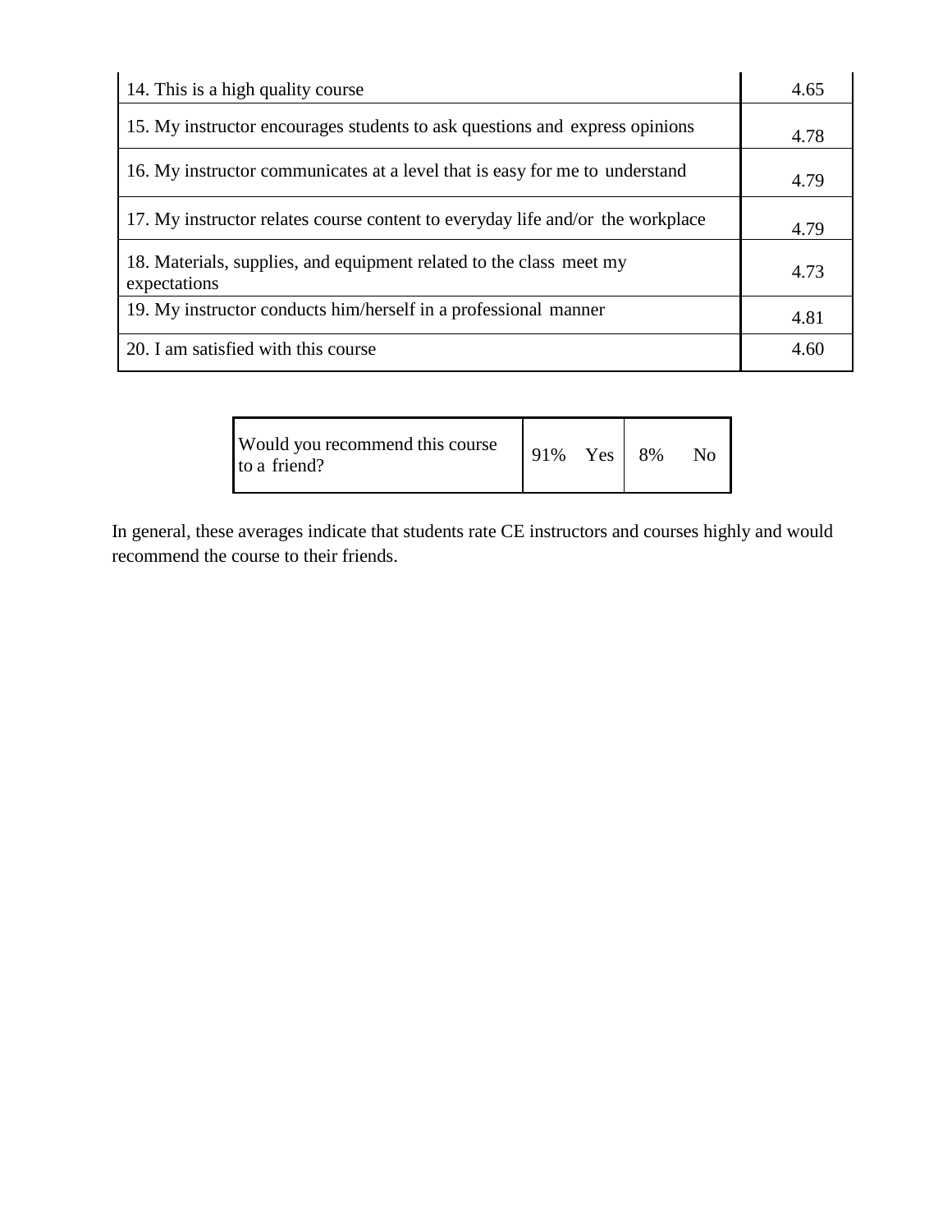| | |
|---|---|
| 14. This is a high quality course | 4.65 |
| 15. My instructor encourages students to ask questions and express opinions | 4.78 |
| 16. My instructor communicates at a level that is easy for me to understand | 4.79 |
| 17. My instructor relates course content to everyday life and/or the workplace | 4.79 |
| 18. Materials, supplies, and equipment related to the class meet my expectations | 4.73 |
| 19. My instructor conducts him/herself in a professional manner | 4.81 |
| 20. I am satisfied with this course | 4.60 |

| | | |
|---|---|---|
| Would you recommend this course to a friend? | 91% Yes | 8% No |

In general, these averages indicate that students rate CE instructors and courses highly and would recommend the course to their friends.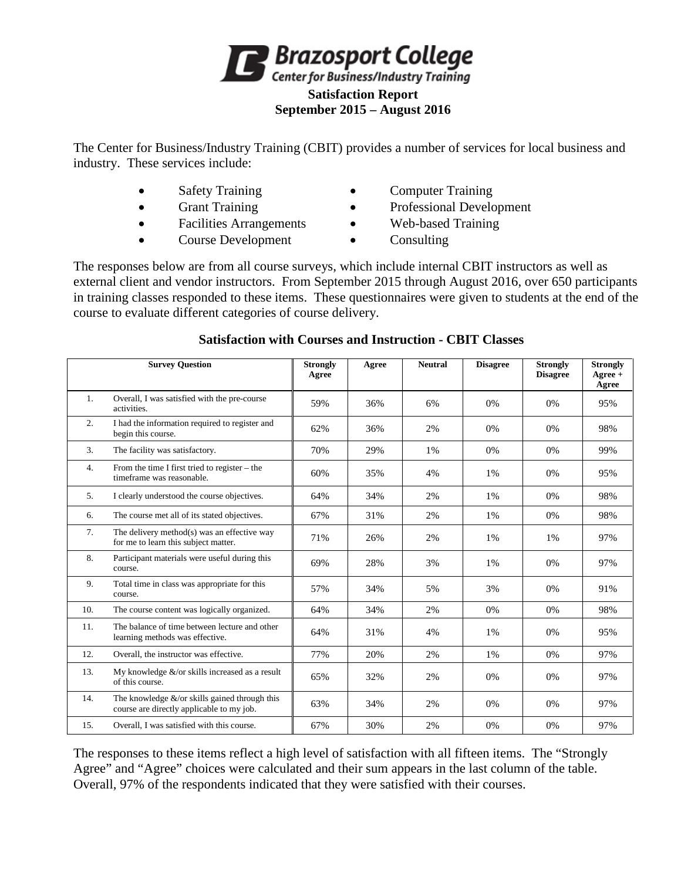# Brazosport College

## Center for Business/Industry Training

### Satisfaction Report
### September 2015 – August 2016

The Center for Business/Industry Training (CBIT) provides a number of services for local business and industry. These services include:

- Safety Training
- Grant Training
- Facilities Arrangements
- Course Development
- Computer Training
- Professional Development
- Web-based Training
- Consulting

The responses below are from all course surveys, which include internal CBIT instructors as well as external client and vendor instructors. From September 2015 through August 2016, over 650 participants in training classes responded to these items. These questionnaires were given to students at the end of the course to evaluate different categories of course delivery.

### Satisfaction with Courses and Instruction - CBIT Classes

| | Survey Question | Strongly Agree | Agree | Neutral | Disagree | Strongly Disagree | Strongly Agree + Agree |
|---|---|---|---|---|---|---|---|
| 1. | Overall, I was satisfied with the pre-course activities. | 59% | 36% | 6% | 0% | 0% | 95% |
| 2. | I had the information required to register and begin this course. | 62% | 36% | 2% | 0% | 0% | 98% |
| 3. | The facility was satisfactory. | 70% | 29% | 1% | 0% | 0% | 99% |
| 4. | From the time I first tried to register – the timeframe was reasonable. | 60% | 35% | 4% | 1% | 0% | 95% |
| 5. | I clearly understood the course objectives. | 64% | 34% | 2% | 1% | 0% | 98% |
| 6. | The course met all of its stated objectives. | 67% | 31% | 2% | 1% | 0% | 98% |
| 7. | The delivery method(s) was an effective way for me to learn this subject matter. | 71% | 26% | 2% | 1% | 1% | 97% |
| 8. | Participant materials were useful during this course. | 69% | 28% | 3% | 1% | 0% | 97% |
| 9. | Total time in class was appropriate for this course. | 57% | 34% | 5% | 3% | 0% | 91% |
| 10. | The course content was logically organized. | 64% | 34% | 2% | 0% | 0% | 98% |
| 11. | The balance of time between lecture and other learning methods was effective. | 64% | 31% | 4% | 1% | 0% | 95% |
| 12. | Overall, the instructor was effective. | 77% | 20% | 2% | 1% | 0% | 97% |
| 13. | My knowledge &/or skills increased as a result of this course. | 65% | 32% | 2% | 0% | 0% | 97% |
| 14. | The knowledge &/or skills gained through this course are directly applicable to my job. | 63% | 34% | 2% | 0% | 0% | 97% |
| 15. | Overall, I was satisfied with this course. | 67% | 30% | 2% | 0% | 0% | 97% |

The responses to these items reflect a high level of satisfaction with all fifteen items. The "Strongly Agree" and "Agree" choices were calculated and their sum appears in the last column of the table. Overall, 97% of the respondents indicated that they were satisfied with their courses.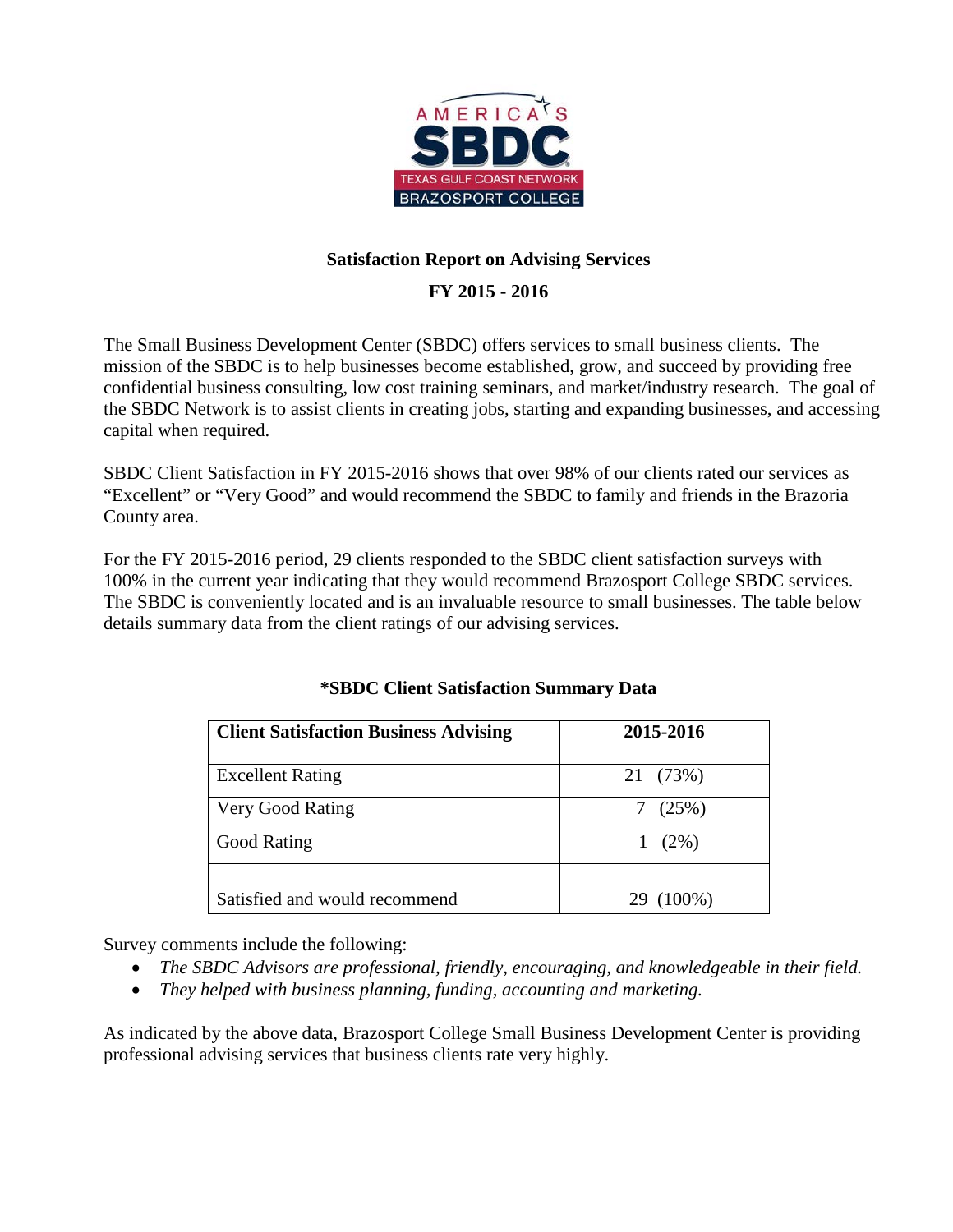**Satisfaction Report on Advising Services**

**FY 2015 - 2016**

The Small Business Development Center (SBDC) offers services to small business clients. The mission of the SBDC is to help businesses become established, grow, and succeed by providing free confidential business consulting, low cost training seminars, and market/industry research. The goal of the SBDC Network is to assist clients in creating jobs, starting and expanding businesses, and accessing capital when required.

SBDC Client Satisfaction in FY 2015-2016 shows that over 98% of our clients rated our services as "Excellent" or "Very Good" and would recommend the SBDC to family and friends in the Brazoria County area.

For the FY 2015-2016 period, 29 clients responded to the SBDC client satisfaction surveys with 100% in the current year indicating that they would recommend Brazosport College SBDC services. The SBDC is conveniently located and is an invaluable resource to small businesses. The table below details summary data from the client ratings of our advising services.

**\*SBDC Client Satisfaction Summary Data**

| **Client Satisfaction Business Advising** | **2015-2016** |
|---|---|
| Excellent Rating | 21 (73%) |
| Very Good Rating | 7 (25%) |
| Good Rating | 1 (2%) |
| Satisfied and would recommend | 29 (100%) |

Survey comments include the following:

- *The SBDC Advisors are professional, friendly, encouraging, and knowledgeable in their field.*
- *They helped with business planning, funding, accounting and marketing.*

As indicated by the above data, Brazosport College Small Business Development Center is providing professional advising services that business clients rate very highly.